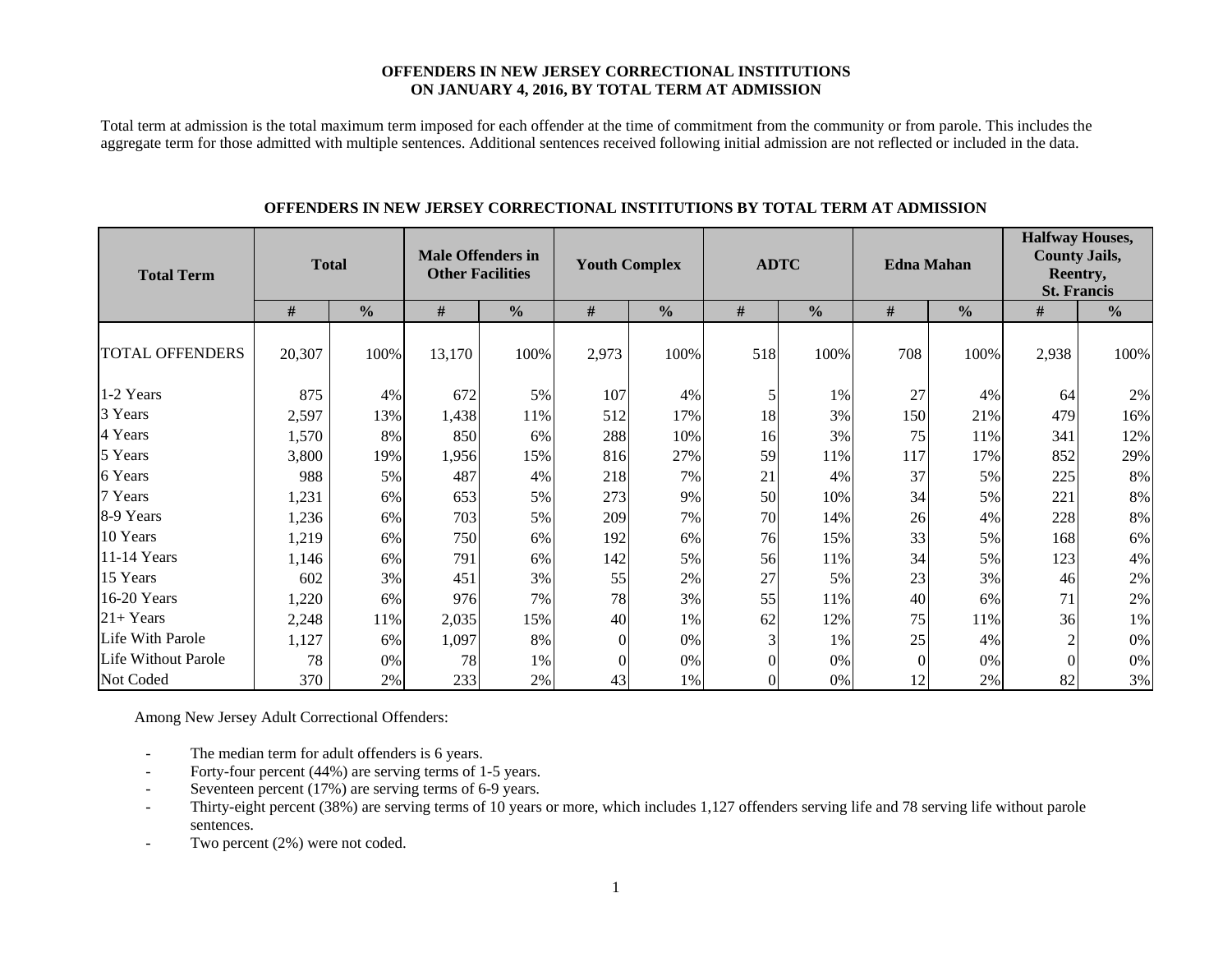**OFFENDERS IN NEW JERSEY CORRECTIONAL INSTITUTIONS ON JANUARY 4, 2016, BY TOTAL TERM AT ADMISSION**

Total term at admission is the total maximum term imposed for each offender at the time of commitment from the community or from parole. This includes the aggregate term for those admitted with multiple sentences. Additional sentences received following initial admission are not reflected or included in the data.

**OFFENDERS IN NEW JERSEY CORRECTIONAL INSTITUTIONS BY TOTAL TERM AT ADMISSION**

| Total Term | Total | | Male Offenders in Other Facilities | | Youth Complex | | ADTC | | Edna Mahan | | Halfway Houses, County Jails, Reentry, St. Francis | |
|---|---|---|---|---|---|---|---|---|---|---|---|---|
| | # | % | # | % | # | % | # | % | # | % | # | % |
| TOTAL OFFENDERS | 20,307 | 100% | 13,170 | 100% | 2,973 | 100% | 518 | 100% | 708 | 100% | 2,938 | 100% |
| 1-2 Years | 875 | 4% | 672 | 5% | 107 | 4% | 5 | 1% | 27 | 4% | 64 | 2% |
| 3 Years | 2,597 | 13% | 1,438 | 11% | 512 | 17% | 18 | 3% | 150 | 21% | 479 | 16% |
| 4 Years | 1,570 | 8% | 850 | 6% | 288 | 10% | 16 | 3% | 75 | 11% | 341 | 12% |
| 5 Years | 3,800 | 19% | 1,956 | 15% | 816 | 27% | 59 | 11% | 117 | 17% | 852 | 29% |
| 6 Years | 988 | 5% | 487 | 4% | 218 | 7% | 21 | 4% | 37 | 5% | 225 | 8% |
| 7 Years | 1,231 | 6% | 653 | 5% | 273 | 9% | 50 | 10% | 34 | 5% | 221 | 8% |
| 8-9 Years | 1,236 | 6% | 703 | 5% | 209 | 7% | 70 | 14% | 26 | 4% | 228 | 8% |
| 10 Years | 1,219 | 6% | 750 | 6% | 192 | 6% | 76 | 15% | 33 | 5% | 168 | 6% |
| 11-14 Years | 1,146 | 6% | 791 | 6% | 142 | 5% | 56 | 11% | 34 | 5% | 123 | 4% |
| 15 Years | 602 | 3% | 451 | 3% | 55 | 2% | 27 | 5% | 23 | 3% | 46 | 2% |
| 16-20 Years | 1,220 | 6% | 976 | 7% | 78 | 3% | 55 | 11% | 40 | 6% | 71 | 2% |
| 21+ Years | 2,248 | 11% | 2,035 | 15% | 40 | 1% | 62 | 12% | 75 | 11% | 36 | 1% |
| Life With Parole | 1,127 | 6% | 1,097 | 8% | 0 | 0% | 3 | 1% | 25 | 4% | 2 | 0% |
| Life Without Parole | 78 | 0% | 78 | 1% | 0 | 0% | 0 | 0% | 0 | 0% | 0 | 0% |
| Not Coded | 370 | 2% | 233 | 2% | 43 | 1% | 0 | 0% | 12 | 2% | 82 | 3% |

Among New Jersey Adult Correctional Offenders:

- The median term for adult offenders is 6 years.
- Forty-four percent (44%) are serving terms of 1-5 years.
- Seventeen percent (17%) are serving terms of 6-9 years.
- Thirty-eight percent (38%) are serving terms of 10 years or more, which includes 1,127 offenders serving life and 78 serving life without parole sentences.
- Two percent (2%) were not coded.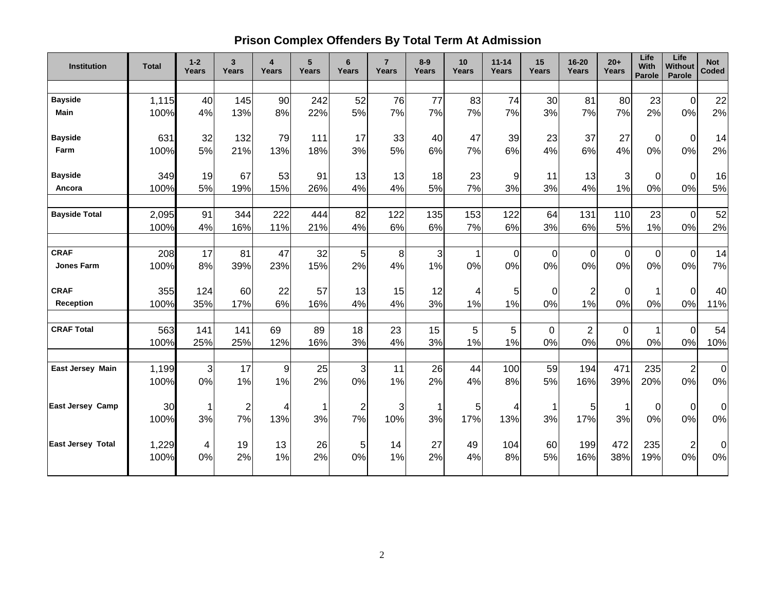## Prison Complex Offenders By Total Term At Admission

| Institution | Total | 1-2 Years | 3 Years | 4 Years | 5 Years | 6 Years | 7 Years | 8-9 Years | 10 Years | 11-14 Years | 15 Years | 16-20 Years | 20+ Years | Life With Parole | Life Without Parole | Not Coded |
|---|---|---|---|---|---|---|---|---|---|---|---|---|---|---|---|---|
| **Bayside Main** | 1,115 | 40 | 145 | 90 | 242 | 52 | 76 | 77 | 83 | 74 | 30 | 81 | 80 | 23 | 0 | 22 |
| | 100% | 4% | 13% | 8% | 22% | 5% | 7% | 7% | 7% | 7% | 3% | 7% | 7% | 2% | 0% | 2% |
| **Bayside Farm** | 631 | 32 | 132 | 79 | 111 | 17 | 33 | 40 | 47 | 39 | 23 | 37 | 27 | 0 | 0 | 14 |
| | 100% | 5% | 21% | 13% | 18% | 3% | 5% | 6% | 7% | 6% | 4% | 6% | 4% | 0% | 0% | 2% |
| **Bayside Ancora** | 349 | 19 | 67 | 53 | 91 | 13 | 13 | 18 | 23 | 9 | 11 | 13 | 3 | 0 | 0 | 16 |
| | 100% | 5% | 19% | 15% | 26% | 4% | 4% | 5% | 7% | 3% | 3% | 4% | 1% | 0% | 0% | 5% |
| **Bayside Total** | 2,095 | 91 | 344 | 222 | 444 | 82 | 122 | 135 | 153 | 122 | 64 | 131 | 110 | 23 | 0 | 52 |
| | 100% | 4% | 16% | 11% | 21% | 4% | 6% | 6% | 7% | 6% | 3% | 6% | 5% | 1% | 0% | 2% |
| **CRAF Jones Farm** | 208 | 17 | 81 | 47 | 32 | 5 | 8 | 3 | 1 | 0 | 0 | 0 | 0 | 0 | 0 | 14 |
| | 100% | 8% | 39% | 23% | 15% | 2% | 4% | 1% | 0% | 0% | 0% | 0% | 0% | 0% | 0% | 7% |
| **CRAF Reception** | 355 | 124 | 60 | 22 | 57 | 13 | 15 | 12 | 4 | 5 | 0 | 2 | 0 | 1 | 0 | 40 |
| | 100% | 35% | 17% | 6% | 16% | 4% | 4% | 3% | 1% | 1% | 0% | 1% | 0% | 0% | 0% | 11% |
| **CRAF Total** | 563 | 141 | 141 | 69 | 89 | 18 | 23 | 15 | 5 | 5 | 0 | 2 | 0 | 1 | 0 | 54 |
| | 100% | 25% | 25% | 12% | 16% | 3% | 4% | 3% | 1% | 1% | 0% | 0% | 0% | 0% | 0% | 10% |
| **East Jersey Main** | 1,199 | 3 | 17 | 9 | 25 | 3 | 11 | 26 | 44 | 100 | 59 | 194 | 471 | 235 | 2 | 0 |
| | 100% | 0% | 1% | 1% | 2% | 0% | 1% | 2% | 4% | 8% | 5% | 16% | 39% | 20% | 0% | 0% |
| **East Jersey Camp** | 30 | 1 | 2 | 4 | 1 | 2 | 3 | 1 | 5 | 4 | 1 | 5 | 1 | 0 | 0 | 0 |
| | 100% | 3% | 7% | 13% | 3% | 7% | 10% | 3% | 17% | 13% | 3% | 17% | 3% | 0% | 0% | 0% |
| **East Jersey Total** | 1,229 | 4 | 19 | 13 | 26 | 5 | 14 | 27 | 49 | 104 | 60 | 199 | 472 | 235 | 2 | 0 |
| | 100% | 0% | 2% | 1% | 2% | 0% | 1% | 2% | 4% | 8% | 5% | 16% | 38% | 19% | 0% | 0% |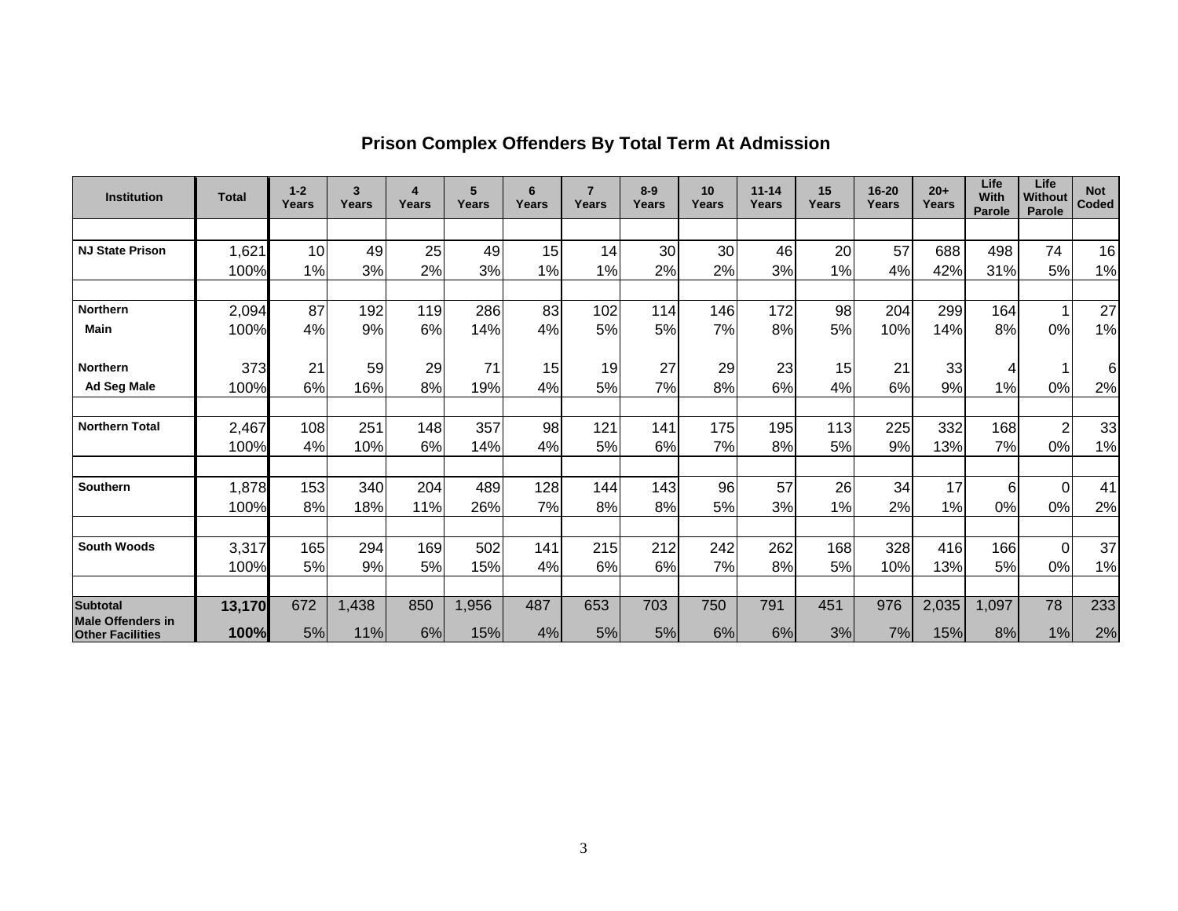## Prison Complex Offenders By Total Term At Admission

| Institution | Total | 1-2 Years | 3 Years | 4 Years | 5 Years | 6 Years | 7 Years | 8-9 Years | 10 Years | 11-14 Years | 15 Years | 16-20 Years | 20+ Years | Life With Parole | Life Without Parole | Not Coded |
|---|---|---|---|---|---|---|---|---|---|---|---|---|---|---|---|---|
| NJ State Prison | 1,621 | 10 | 49 | 25 | 49 | 15 | 14 | 30 | 30 | 46 | 20 | 57 | 688 | 498 | 74 | 16 |
| | 100% | 1% | 3% | 2% | 3% | 1% | 1% | 2% | 2% | 3% | 1% | 4% | 42% | 31% | 5% | 1% |
| Northern Main | 2,094 | 87 | 192 | 119 | 286 | 83 | 102 | 114 | 146 | 172 | 98 | 204 | 299 | 164 | 1 | 27 |
| | 100% | 4% | 9% | 6% | 14% | 4% | 5% | 5% | 7% | 8% | 5% | 10% | 14% | 8% | 0% | 1% |
| Northern Ad Seg Male | 373 | 21 | 59 | 29 | 71 | 15 | 19 | 27 | 29 | 23 | 15 | 21 | 33 | 4 | 1 | 6 |
| | 100% | 6% | 16% | 8% | 19% | 4% | 5% | 7% | 8% | 6% | 4% | 6% | 9% | 1% | 0% | 2% |
| Northern Total | 2,467 | 108 | 251 | 148 | 357 | 98 | 121 | 141 | 175 | 195 | 113 | 225 | 332 | 168 | 2 | 33 |
| | 100% | 4% | 10% | 6% | 14% | 4% | 5% | 6% | 7% | 8% | 5% | 9% | 13% | 7% | 0% | 1% |
| Southern | 1,878 | 153 | 340 | 204 | 489 | 128 | 144 | 143 | 96 | 57 | 26 | 34 | 17 | 6 | 0 | 41 |
| | 100% | 8% | 18% | 11% | 26% | 7% | 8% | 8% | 5% | 3% | 1% | 2% | 1% | 0% | 0% | 2% |
| South Woods | 3,317 | 165 | 294 | 169 | 502 | 141 | 215 | 212 | 242 | 262 | 168 | 328 | 416 | 166 | 0 | 37 |
| | 100% | 5% | 9% | 5% | 15% | 4% | 6% | 6% | 7% | 8% | 5% | 10% | 13% | 5% | 0% | 1% |
| **Subtotal Male Offenders in Other Facilities** | **13,170** | 672 | 1,438 | 850 | 1,956 | 487 | 653 | 703 | 750 | 791 | 451 | 976 | 2,035 | 1,097 | 78 | 233 |
| | **100%** | 5% | 11% | 6% | 15% | 4% | 5% | 5% | 6% | 6% | 3% | 7% | 15% | 8% | 1% | 2% |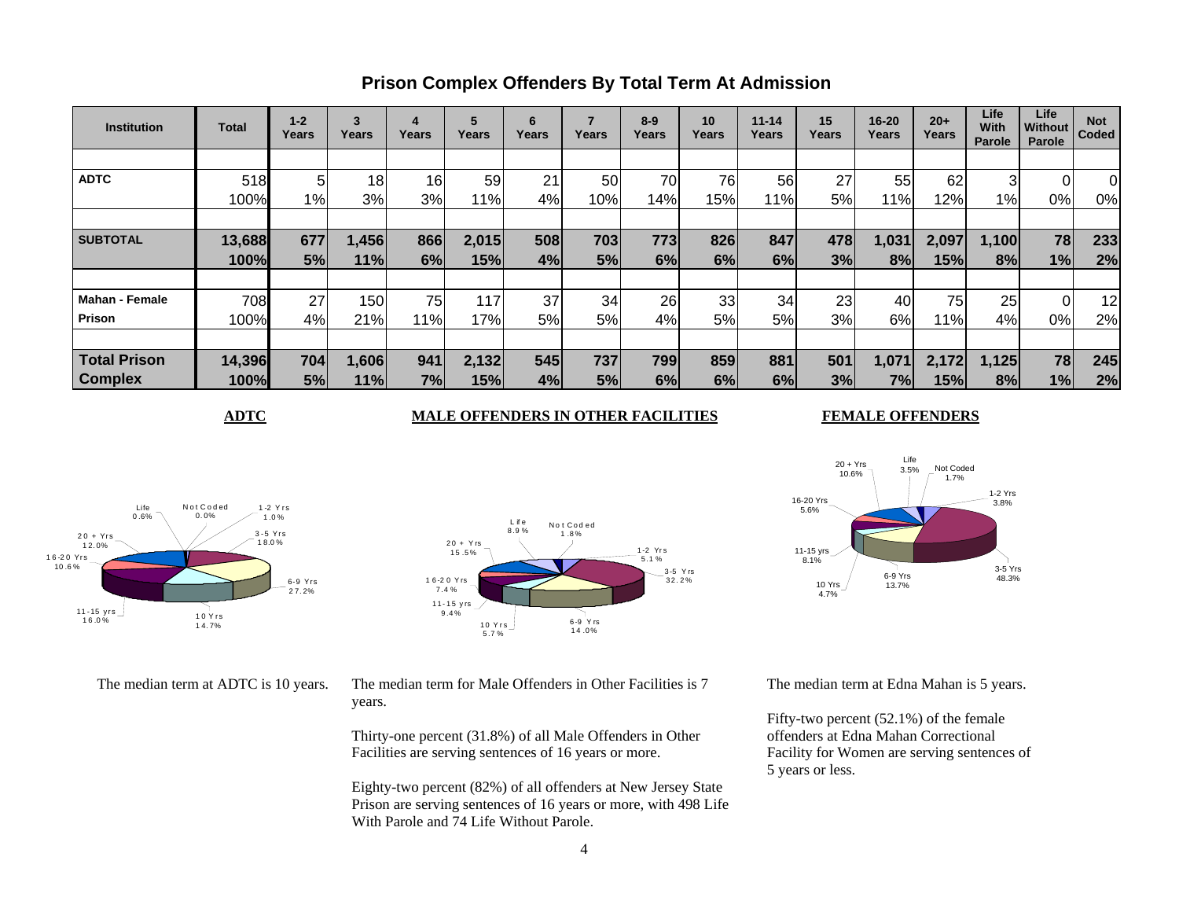## Prison Complex Offenders By Total Term At Admission

| Institution | Total | 1-2 Years | 3 Years | 4 Years | 5 Years | 6 Years | 7 Years | 8-9 Years | 10 Years | 11-14 Years | 15 Years | 16-20 Years | 20+ Years | Life With Parole | Life Without Parole | Not Coded |
|---|---|---|---|---|---|---|---|---|---|---|---|---|---|---|---|---|
| **ADTC** | 518 | 5 | 18 | 16 | 59 | 21 | 50 | 70 | 76 | 56 | 27 | 55 | 62 | 3 | 0 | 0 |
| | 100% | 1% | 3% | 3% | 11% | 4% | 10% | 14% | 15% | 11% | 5% | 11% | 12% | 1% | 0% | 0% |
| **SUBTOTAL** | **13,688** | **677** | **1,456** | **866** | **2,015** | **508** | **703** | **773** | **826** | **847** | **478** | **1,031** | **2,097** | **1,100** | **78** | **233** |
| | **100%** | **5%** | **11%** | **6%** | **15%** | **4%** | **5%** | **6%** | **6%** | **6%** | **3%** | **8%** | **15%** | **8%** | **1%** | **2%** |
| **Mahan - Female Prison** | 708 | 27 | 150 | 75 | 117 | 37 | 34 | 26 | 33 | 34 | 23 | 40 | 75 | 25 | 0 | 12 |
| | 100% | 4% | 21% | 11% | 17% | 5% | 5% | 4% | 5% | 5% | 3% | 6% | 11% | 4% | 0% | 2% |
| **Total Prison Complex** | **14,396** | **704** | **1,606** | **941** | **2,132** | **545** | **737** | **799** | **859** | **881** | **501** | **1,071** | **2,172** | **1,125** | **78** | **245** |
| | **100%** | **5%** | **11%** | **7%** | **15%** | **4%** | **5%** | **6%** | **6%** | **6%** | **3%** | **7%** | **15%** | **8%** | **1%** | **2%** |

**ADTC**

Life 0.6%; Not Coded 0.0%; 1-2 Yrs 1.0%; 3-5 Yrs 18.0%; 6-9 Yrs 27.2%; 10 Yrs 14.7%; 11-15 yrs 16.0%; 16-20 Yrs 10.6%; 20 + Yrs 12.0%

The median term at ADTC is 10 years.

**MALE OFFENDERS IN OTHER FACILITIES**

Life 8.9%; Not Coded 1.8%; 1-2 Yrs 5.1%; 3-5 Yrs 32.2%; 6-9 Yrs 14.0%; 10 Yrs 5.7%; 11-15 yrs 9.4%; 16-20 Yrs 7.4%; 20 + Yrs 15.5%

The median term for Male Offenders in Other Facilities is 7 years.

Thirty-one percent (31.8%) of all Male Offenders in Other Facilities are serving sentences of 16 years or more.

Eighty-two percent (82%) of all offenders at New Jersey State Prison are serving sentences of 16 years or more, with 498 Life With Parole and 74 Life Without Parole.

**FEMALE OFFENDERS**

20 + Yrs 10.6%; Life 3.5%; Not Coded 1.7%; 1-2 Yrs 3.8%; 3-5 Yrs 48.3%; 6-9 Yrs 13.7%; 10 Yrs 4.7%; 11-15 yrs 8.1%; 16-20 Yrs 5.6%

The median term at Edna Mahan is 5 years.

Fifty-two percent (52.1%) of the female offenders at Edna Mahan Correctional Facility for Women are serving sentences of 5 years or less.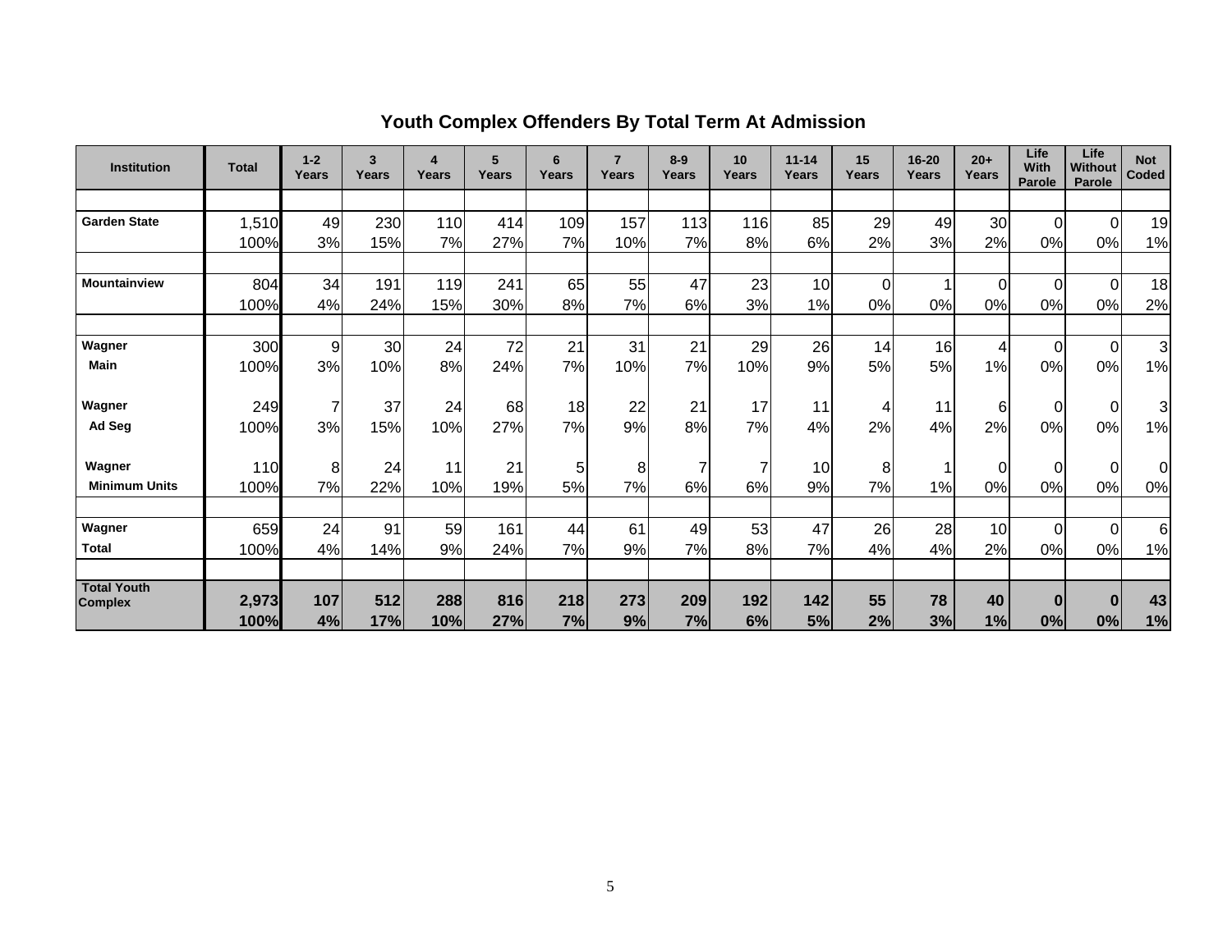## Youth Complex Offenders By Total Term At Admission

| Institution | Total | 1-2 Years | 3 Years | 4 Years | 5 Years | 6 Years | 7 Years | 8-9 Years | 10 Years | 11-14 Years | 15 Years | 16-20 Years | 20+ Years | Life With Parole | Life Without Parole | Not Coded |
|---|---|---|---|---|---|---|---|---|---|---|---|---|---|---|---|---|
| Garden State | 1,510 | 49 | 230 | 110 | 414 | 109 | 157 | 113 | 116 | 85 | 29 | 49 | 30 | 0 | 0 | 19 |
| | 100% | 3% | 15% | 7% | 27% | 7% | 10% | 7% | 8% | 6% | 2% | 3% | 2% | 0% | 0% | 1% |
| Mountainview | 804 | 34 | 191 | 119 | 241 | 65 | 55 | 47 | 23 | 10 | 0 | 1 | 0 | 0 | 0 | 18 |
| | 100% | 4% | 24% | 15% | 30% | 8% | 7% | 6% | 3% | 1% | 0% | 0% | 0% | 0% | 0% | 2% |
| Wagner | 300 | 9 | 30 | 24 | 72 | 21 | 31 | 21 | 29 | 26 | 14 | 16 | 4 | 0 | 0 | 3 |
| Main | 100% | 3% | 10% | 8% | 24% | 7% | 10% | 7% | 10% | 9% | 5% | 5% | 1% | 0% | 0% | 1% |
| Wagner | 249 | 7 | 37 | 24 | 68 | 18 | 22 | 21 | 17 | 11 | 4 | 11 | 6 | 0 | 0 | 3 |
| Ad Seg | 100% | 3% | 15% | 10% | 27% | 7% | 9% | 8% | 7% | 4% | 2% | 4% | 2% | 0% | 0% | 1% |
| Wagner | 110 | 8 | 24 | 11 | 21 | 5 | 8 | 7 | 7 | 10 | 8 | 1 | 0 | 0 | 0 | 0 |
| Minimum Units | 100% | 7% | 22% | 10% | 19% | 5% | 7% | 6% | 6% | 9% | 7% | 1% | 0% | 0% | 0% | 0% |
| Wagner | 659 | 24 | 91 | 59 | 161 | 44 | 61 | 49 | 53 | 47 | 26 | 28 | 10 | 0 | 0 | 6 |
| Total | 100% | 4% | 14% | 9% | 24% | 7% | 9% | 7% | 8% | 7% | 4% | 4% | 2% | 0% | 0% | 1% |
| **Total Youth Complex** | **2,973** | **107** | **512** | **288** | **816** | **218** | **273** | **209** | **192** | **142** | **55** | **78** | **40** | **0** | **0** | **43** |
| | **100%** | **4%** | **17%** | **10%** | **27%** | **7%** | **9%** | **7%** | **6%** | **5%** | **2%** | **3%** | **1%** | **0%** | **0%** | **1%** |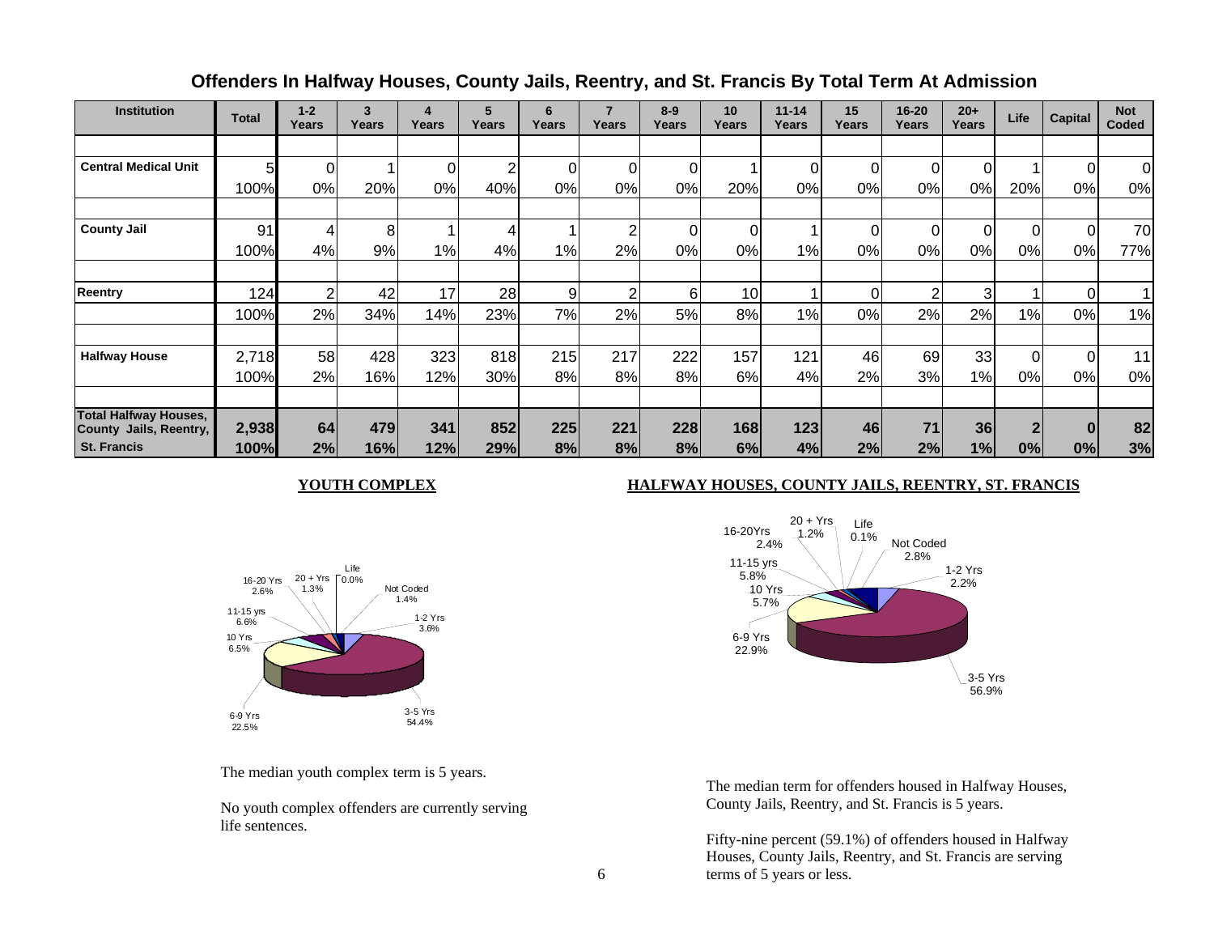## Offenders In Halfway Houses, County Jails, Reentry, and St. Francis By Total Term At Admission

| Institution | Total | 1-2 Years | 3 Years | 4 Years | 5 Years | 6 Years | 7 Years | 8-9 Years | 10 Years | 11-14 Years | 15 Years | 16-20 Years | 20+ Years | Life | Capital | Not Coded |
|---|---|---|---|---|---|---|---|---|---|---|---|---|---|---|---|---|
| Central Medical Unit | 5 | 0 | 1 | 0 | 2 | 0 | 0 | 0 | 1 | 0 | 0 | 0 | 0 | 1 | 0 | 0 |
| | 100% | 0% | 20% | 0% | 40% | 0% | 0% | 0% | 20% | 0% | 0% | 0% | 0% | 20% | 0% | 0% |
| County Jail | 91 | 4 | 8 | 1 | 4 | 1 | 2 | 0 | 0 | 1 | 0 | 0 | 0 | 0 | 0 | 70 |
| | 100% | 4% | 9% | 1% | 4% | 1% | 2% | 0% | 0% | 1% | 0% | 0% | 0% | 0% | 0% | 77% |
| Reentry | 124 | 2 | 42 | 17 | 28 | 9 | 2 | 6 | 10 | 1 | 0 | 2 | 3 | 1 | 0 | 1 |
| | 100% | 2% | 34% | 14% | 23% | 7% | 2% | 5% | 8% | 1% | 0% | 2% | 2% | 1% | 0% | 1% |
| Halfway House | 2,718 | 58 | 428 | 323 | 818 | 215 | 217 | 222 | 157 | 121 | 46 | 69 | 33 | 0 | 0 | 11 |
| | 100% | 2% | 16% | 12% | 30% | 8% | 8% | 8% | 6% | 4% | 2% | 3% | 1% | 0% | 0% | 0% |
| **Total Halfway Houses, County Jails, Reentry, St. Francis** | **2,938** | **64** | **479** | **341** | **852** | **225** | **221** | **228** | **168** | **123** | **46** | **71** | **36** | **2** | **0** | **82** |
| | **100%** | **2%** | **16%** | **12%** | **29%** | **8%** | **8%** | **8%** | **6%** | **4%** | **2%** | **2%** | **1%** | **0%** | **0%** | **3%** |

**YOUTH COMPLEX**

16-20 Yrs 2.6%
20 + Yrs 1.3%
Life 0.0%
Not Coded 1.4%
1-2 Yrs 3.6%
11-15 yrs 6.6%
10 Yrs 6.5%
6-9 Yrs 22.5%
3-5 Yrs 54.4%

The median youth complex term is 5 years.

No youth complex offenders are currently serving life sentences.

**HALFWAY HOUSES, COUNTY JAILS, REENTRY, ST. FRANCIS**

16-20Yrs 2.4%
20 + Yrs 1.2%
Life 0.1%
Not Coded 2.8%
1-2 Yrs 2.2%
11-15 yrs 5.8%
10 Yrs 5.7%
6-9 Yrs 22.9%
3-5 Yrs 56.9%

The median term for offenders housed in Halfway Houses, County Jails, Reentry, and St. Francis is 5 years.

Fifty-nine percent (59.1%) of offenders housed in Halfway Houses, County Jails, Reentry, and St. Francis are serving terms of 5 years or less.